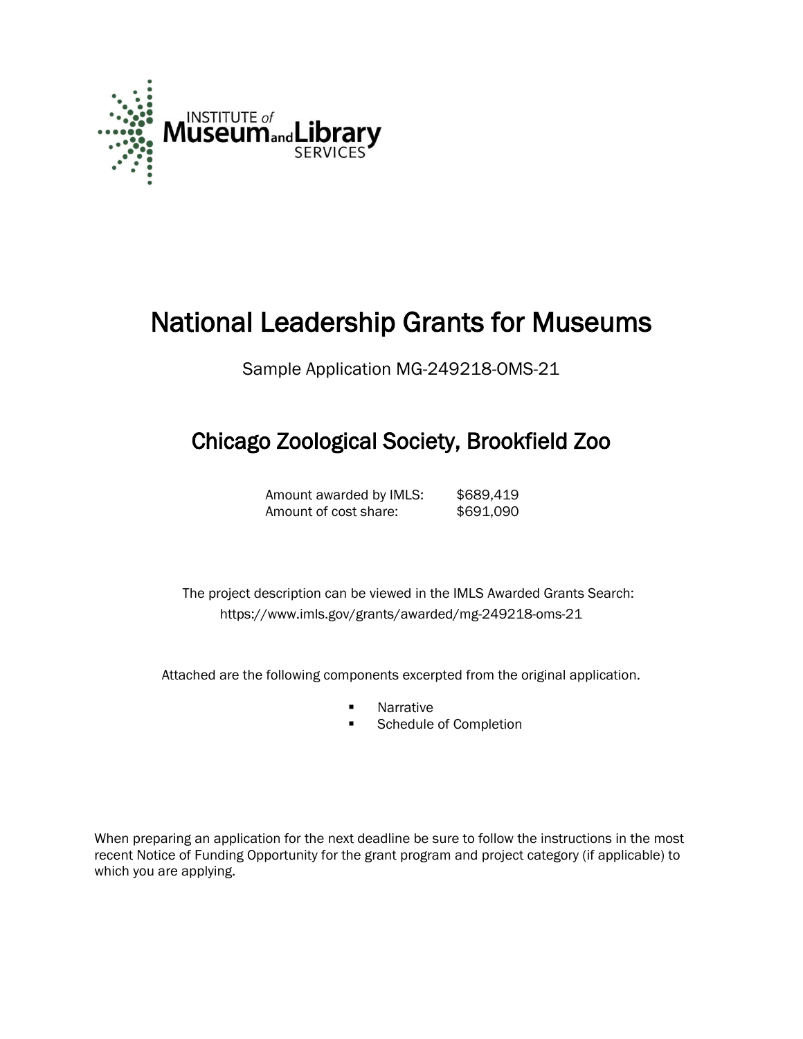INSTITUTE of Museum and Library SERVICES

# National Leadership Grants for Museums

Sample Application MG-249218-OMS-21

## Chicago Zoological Society, Brookfield Zoo

| | |
|---|---|
| Amount awarded by IMLS: | $689,419 |
| Amount of cost share: | $691,090 |

The project description can be viewed in the IMLS Awarded Grants Search: https://www.imls.gov/grants/awarded/mg-249218-oms-21

Attached are the following components excerpted from the original application.

- Narrative
- Schedule of Completion

When preparing an application for the next deadline be sure to follow the instructions in the most recent Notice of Funding Opportunity for the grant program and project category (if applicable) to which you are applying.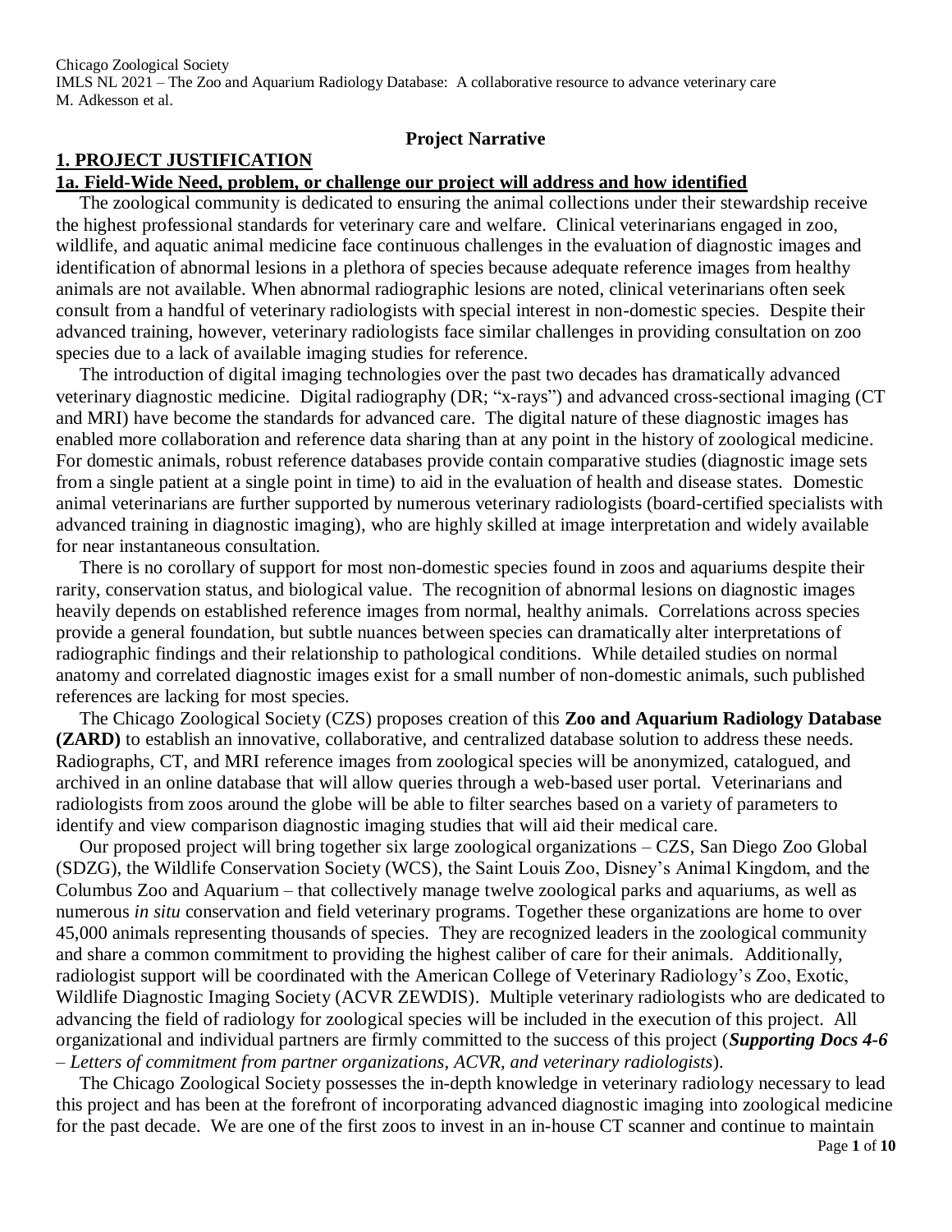## Project Narrative

## 1. PROJECT JUSTIFICATION

### 1a. Field-Wide Need, problem, or challenge our project will address and how identified

The zoological community is dedicated to ensuring the animal collections under their stewardship receive the highest professional standards for veterinary care and welfare. Clinical veterinarians engaged in zoo, wildlife, and aquatic animal medicine face continuous challenges in the evaluation of diagnostic images and identification of abnormal lesions in a plethora of species because adequate reference images from healthy animals are not available. When abnormal radiographic lesions are noted, clinical veterinarians often seek consult from a handful of veterinary radiologists with special interest in non-domestic species. Despite their advanced training, however, veterinary radiologists face similar challenges in providing consultation on zoo species due to a lack of available imaging studies for reference.

The introduction of digital imaging technologies over the past two decades has dramatically advanced veterinary diagnostic medicine. Digital radiography (DR; "x-rays") and advanced cross-sectional imaging (CT and MRI) have become the standards for advanced care. The digital nature of these diagnostic images has enabled more collaboration and reference data sharing than at any point in the history of zoological medicine. For domestic animals, robust reference databases provide contain comparative studies (diagnostic image sets from a single patient at a single point in time) to aid in the evaluation of health and disease states. Domestic animal veterinarians are further supported by numerous veterinary radiologists (board-certified specialists with advanced training in diagnostic imaging), who are highly skilled at image interpretation and widely available for near instantaneous consultation.

There is no corollary of support for most non-domestic species found in zoos and aquariums despite their rarity, conservation status, and biological value. The recognition of abnormal lesions on diagnostic images heavily depends on established reference images from normal, healthy animals. Correlations across species provide a general foundation, but subtle nuances between species can dramatically alter interpretations of radiographic findings and their relationship to pathological conditions. While detailed studies on normal anatomy and correlated diagnostic images exist for a small number of non-domestic animals, such published references are lacking for most species.

The Chicago Zoological Society (CZS) proposes creation of this **Zoo and Aquarium Radiology Database (ZARD)** to establish an innovative, collaborative, and centralized database solution to address these needs. Radiographs, CT, and MRI reference images from zoological species will be anonymized, catalogued, and archived in an online database that will allow queries through a web-based user portal. Veterinarians and radiologists from zoos around the globe will be able to filter searches based on a variety of parameters to identify and view comparison diagnostic imaging studies that will aid their medical care.

Our proposed project will bring together six large zoological organizations – CZS, San Diego Zoo Global (SDZG), the Wildlife Conservation Society (WCS), the Saint Louis Zoo, Disney's Animal Kingdom, and the Columbus Zoo and Aquarium – that collectively manage twelve zoological parks and aquariums, as well as numerous *in situ* conservation and field veterinary programs. Together these organizations are home to over 45,000 animals representing thousands of species. They are recognized leaders in the zoological community and share a common commitment to providing the highest caliber of care for their animals. Additionally, radiologist support will be coordinated with the American College of Veterinary Radiology's Zoo, Exotic, Wildlife Diagnostic Imaging Society (ACVR ZEWDIS). Multiple veterinary radiologists who are dedicated to advancing the field of radiology for zoological species will be included in the execution of this project. All organizational and individual partners are firmly committed to the success of this project (***Supporting Docs 4-6*** *– Letters of commitment from partner organizations, ACVR, and veterinary radiologists*).

The Chicago Zoological Society possesses the in-depth knowledge in veterinary radiology necessary to lead this project and has been at the forefront of incorporating advanced diagnostic imaging into zoological medicine for the past decade. We are one of the first zoos to invest in an in-house CT scanner and continue to maintain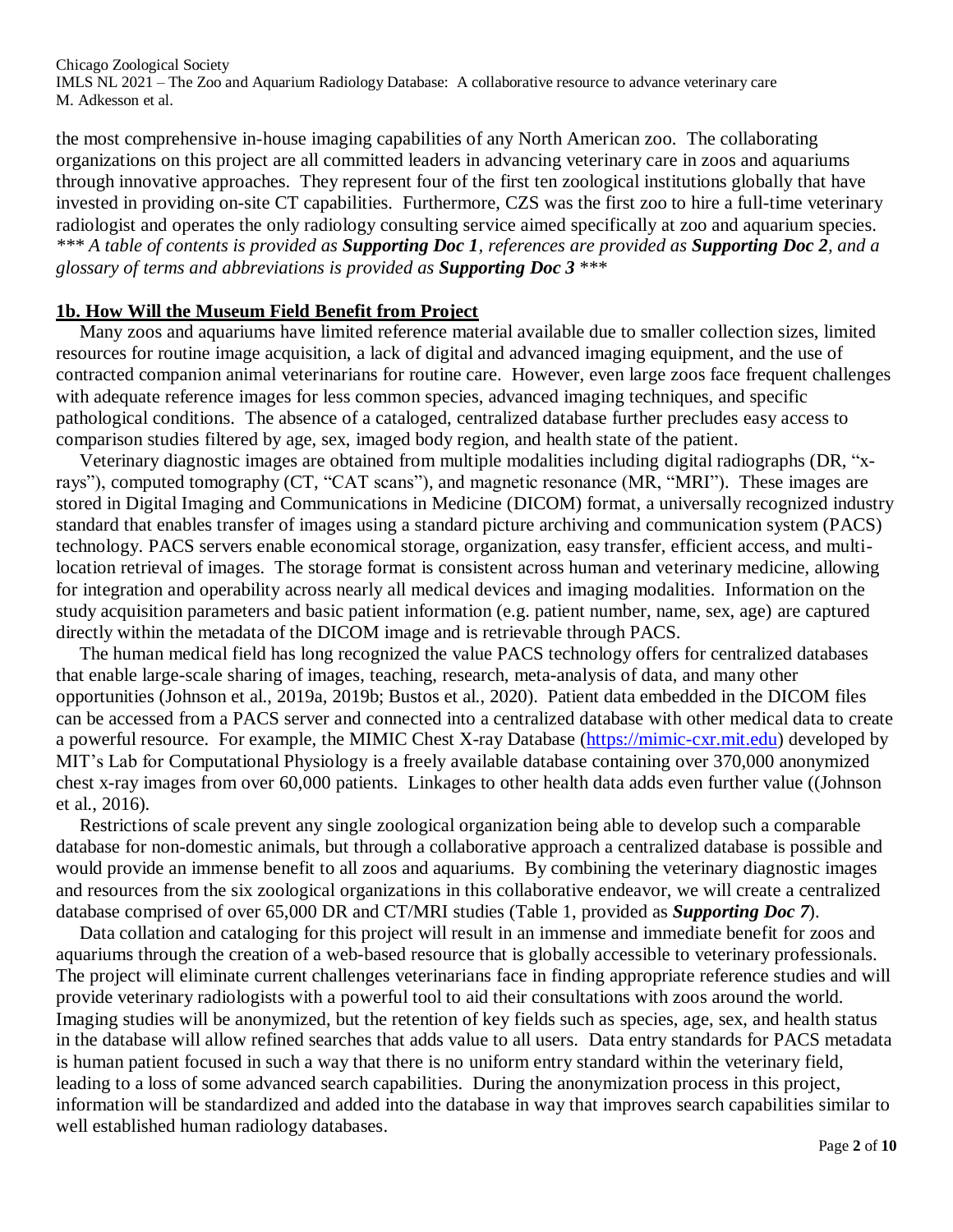the most comprehensive in-house imaging capabilities of any North American zoo. The collaborating organizations on this project are all committed leaders in advancing veterinary care in zoos and aquariums through innovative approaches. They represent four of the first ten zoological institutions globally that have invested in providing on-site CT capabilities. Furthermore, CZS was the first zoo to hire a full-time veterinary radiologist and operates the only radiology consulting service aimed specifically at zoo and aquarium species. *\*\*\* A table of contents is provided as **Supporting Doc 1**, references are provided as **Supporting Doc 2**, and a glossary of terms and abbreviations is provided as **Supporting Doc 3** \*\*\**

## 1b. How Will the Museum Field Benefit from Project

Many zoos and aquariums have limited reference material available due to smaller collection sizes, limited resources for routine image acquisition, a lack of digital and advanced imaging equipment, and the use of contracted companion animal veterinarians for routine care. However, even large zoos face frequent challenges with adequate reference images for less common species, advanced imaging techniques, and specific pathological conditions. The absence of a cataloged, centralized database further precludes easy access to comparison studies filtered by age, sex, imaged body region, and health state of the patient.

Veterinary diagnostic images are obtained from multiple modalities including digital radiographs (DR, "x-rays"), computed tomography (CT, "CAT scans"), and magnetic resonance (MR, "MRI"). These images are stored in Digital Imaging and Communications in Medicine (DICOM) format, a universally recognized industry standard that enables transfer of images using a standard picture archiving and communication system (PACS) technology. PACS servers enable economical storage, organization, easy transfer, efficient access, and multi-location retrieval of images. The storage format is consistent across human and veterinary medicine, allowing for integration and operability across nearly all medical devices and imaging modalities. Information on the study acquisition parameters and basic patient information (e.g. patient number, name, sex, age) are captured directly within the metadata of the DICOM image and is retrievable through PACS.

The human medical field has long recognized the value PACS technology offers for centralized databases that enable large-scale sharing of images, teaching, research, meta-analysis of data, and many other opportunities (Johnson et al., 2019a, 2019b; Bustos et al., 2020). Patient data embedded in the DICOM files can be accessed from a PACS server and connected into a centralized database with other medical data to create a powerful resource. For example, the MIMIC Chest X-ray Database (https://mimic-cxr.mit.edu) developed by MIT's Lab for Computational Physiology is a freely available database containing over 370,000 anonymized chest x-ray images from over 60,000 patients. Linkages to other health data adds even further value ((Johnson et al., 2016).

Restrictions of scale prevent any single zoological organization being able to develop such a comparable database for non-domestic animals, but through a collaborative approach a centralized database is possible and would provide an immense benefit to all zoos and aquariums. By combining the veterinary diagnostic images and resources from the six zoological organizations in this collaborative endeavor, we will create a centralized database comprised of over 65,000 DR and CT/MRI studies (Table 1, provided as ***Supporting Doc 7***).

Data collation and cataloging for this project will result in an immense and immediate benefit for zoos and aquariums through the creation of a web-based resource that is globally accessible to veterinary professionals. The project will eliminate current challenges veterinarians face in finding appropriate reference studies and will provide veterinary radiologists with a powerful tool to aid their consultations with zoos around the world. Imaging studies will be anonymized, but the retention of key fields such as species, age, sex, and health status in the database will allow refined searches that adds value to all users. Data entry standards for PACS metadata is human patient focused in such a way that there is no uniform entry standard within the veterinary field, leading to a loss of some advanced search capabilities. During the anonymization process in this project, information will be standardized and added into the database in way that improves search capabilities similar to well established human radiology databases.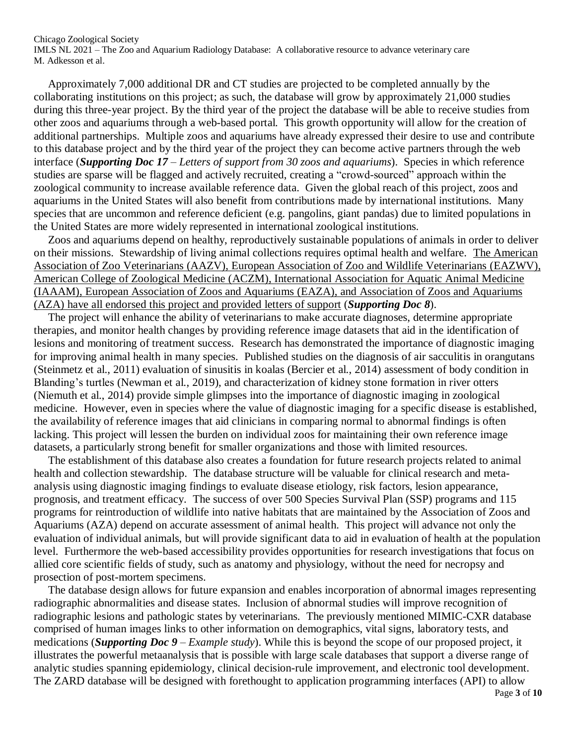Approximately 7,000 additional DR and CT studies are projected to be completed annually by the collaborating institutions on this project; as such, the database will grow by approximately 21,000 studies during this three-year project. By the third year of the project the database will be able to receive studies from other zoos and aquariums through a web-based portal. This growth opportunity will allow for the creation of additional partnerships. Multiple zoos and aquariums have already expressed their desire to use and contribute to this database project and by the third year of the project they can become active partners through the web interface (***Supporting Doc 17*** *– Letters of support from 30 zoos and aquariums*). Species in which reference studies are sparse will be flagged and actively recruited, creating a "crowd-sourced" approach within the zoological community to increase available reference data. Given the global reach of this project, zoos and aquariums in the United States will also benefit from contributions made by international institutions. Many species that are uncommon and reference deficient (e.g. pangolins, giant pandas) due to limited populations in the United States are more widely represented in international zoological institutions.

Zoos and aquariums depend on healthy, reproductively sustainable populations of animals in order to deliver on their missions. Stewardship of living animal collections requires optimal health and welfare. <u>The American Association of Zoo Veterinarians (AAZV), European Association of Zoo and Wildlife Veterinarians (EAZWV), American College of Zoological Medicine (ACZM), International Association for Aquatic Animal Medicine (IAAAM), European Association of Zoos and Aquariums (EAZA), and Association of Zoos and Aquariums (AZA) have all endorsed this project and provided letters of support</u> (***Supporting Doc 8***).

The project will enhance the ability of veterinarians to make accurate diagnoses, determine appropriate therapies, and monitor health changes by providing reference image datasets that aid in the identification of lesions and monitoring of treatment success. Research has demonstrated the importance of diagnostic imaging for improving animal health in many species. Published studies on the diagnosis of air sacculitis in orangutans (Steinmetz et al., 2011) evaluation of sinusitis in koalas (Bercier et al., 2014) assessment of body condition in Blanding's turtles (Newman et al., 2019), and characterization of kidney stone formation in river otters (Niemuth et al., 2014) provide simple glimpses into the importance of diagnostic imaging in zoological medicine. However, even in species where the value of diagnostic imaging for a specific disease is established, the availability of reference images that aid clinicians in comparing normal to abnormal findings is often lacking. This project will lessen the burden on individual zoos for maintaining their own reference image datasets, a particularly strong benefit for smaller organizations and those with limited resources.

The establishment of this database also creates a foundation for future research projects related to animal health and collection stewardship. The database structure will be valuable for clinical research and meta-analysis using diagnostic imaging findings to evaluate disease etiology, risk factors, lesion appearance, prognosis, and treatment efficacy. The success of over 500 Species Survival Plan (SSP) programs and 115 programs for reintroduction of wildlife into native habitats that are maintained by the Association of Zoos and Aquariums (AZA) depend on accurate assessment of animal health. This project will advance not only the evaluation of individual animals, but will provide significant data to aid in evaluation of health at the population level. Furthermore the web-based accessibility provides opportunities for research investigations that focus on allied core scientific fields of study, such as anatomy and physiology, without the need for necropsy and prosection of post-mortem specimens.

The database design allows for future expansion and enables incorporation of abnormal images representing radiographic abnormalities and disease states. Inclusion of abnormal studies will improve recognition of radiographic lesions and pathologic states by veterinarians. The previously mentioned MIMIC-CXR database comprised of human images links to other information on demographics, vital signs, laboratory tests, and medications (***Supporting Doc 9*** *– Example study*). While this is beyond the scope of our proposed project, it illustrates the powerful metaanalysis that is possible with large scale databases that support a diverse range of analytic studies spanning epidemiology, clinical decision-rule improvement, and electronic tool development. The ZARD database will be designed with forethought to application programming interfaces (API) to allow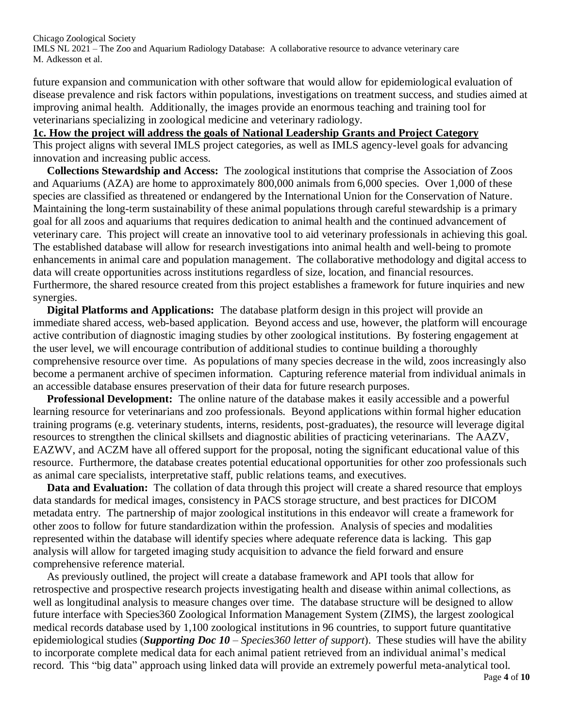future expansion and communication with other software that would allow for epidemiological evaluation of disease prevalence and risk factors within populations, investigations on treatment success, and studies aimed at improving animal health. Additionally, the images provide an enormous teaching and training tool for veterinarians specializing in zoological medicine and veterinary radiology.

## 1c. How the project will address the goals of National Leadership Grants and Project Category

This project aligns with several IMLS project categories, as well as IMLS agency-level goals for advancing innovation and increasing public access.

**Collections Stewardship and Access:** The zoological institutions that comprise the Association of Zoos and Aquariums (AZA) are home to approximately 800,000 animals from 6,000 species. Over 1,000 of these species are classified as threatened or endangered by the International Union for the Conservation of Nature. Maintaining the long-term sustainability of these animal populations through careful stewardship is a primary goal for all zoos and aquariums that requires dedication to animal health and the continued advancement of veterinary care. This project will create an innovative tool to aid veterinary professionals in achieving this goal. The established database will allow for research investigations into animal health and well-being to promote enhancements in animal care and population management. The collaborative methodology and digital access to data will create opportunities across institutions regardless of size, location, and financial resources. Furthermore, the shared resource created from this project establishes a framework for future inquiries and new synergies.

**Digital Platforms and Applications:** The database platform design in this project will provide an immediate shared access, web-based application. Beyond access and use, however, the platform will encourage active contribution of diagnostic imaging studies by other zoological institutions. By fostering engagement at the user level, we will encourage contribution of additional studies to continue building a thoroughly comprehensive resource over time. As populations of many species decrease in the wild, zoos increasingly also become a permanent archive of specimen information. Capturing reference material from individual animals in an accessible database ensures preservation of their data for future research purposes.

**Professional Development:** The online nature of the database makes it easily accessible and a powerful learning resource for veterinarians and zoo professionals. Beyond applications within formal higher education training programs (e.g. veterinary students, interns, residents, post-graduates), the resource will leverage digital resources to strengthen the clinical skillsets and diagnostic abilities of practicing veterinarians. The AAZV, EAZWV, and ACZM have all offered support for the proposal, noting the significant educational value of this resource. Furthermore, the database creates potential educational opportunities for other zoo professionals such as animal care specialists, interpretative staff, public relations teams, and executives.

**Data and Evaluation:** The collation of data through this project will create a shared resource that employs data standards for medical images, consistency in PACS storage structure, and best practices for DICOM metadata entry. The partnership of major zoological institutions in this endeavor will create a framework for other zoos to follow for future standardization within the profession. Analysis of species and modalities represented within the database will identify species where adequate reference data is lacking. This gap analysis will allow for targeted imaging study acquisition to advance the field forward and ensure comprehensive reference material.

As previously outlined, the project will create a database framework and API tools that allow for retrospective and prospective research projects investigating health and disease within animal collections, as well as longitudinal analysis to measure changes over time. The database structure will be designed to allow future interface with Species360 Zoological Information Management System (ZIMS), the largest zoological medical records database used by 1,100 zoological institutions in 96 countries, to support future quantitative epidemiological studies (***Supporting Doc 10*** – *Species360 letter of support*). These studies will have the ability to incorporate complete medical data for each animal patient retrieved from an individual animal's medical record. This "big data" approach using linked data will provide an extremely powerful meta-analytical tool.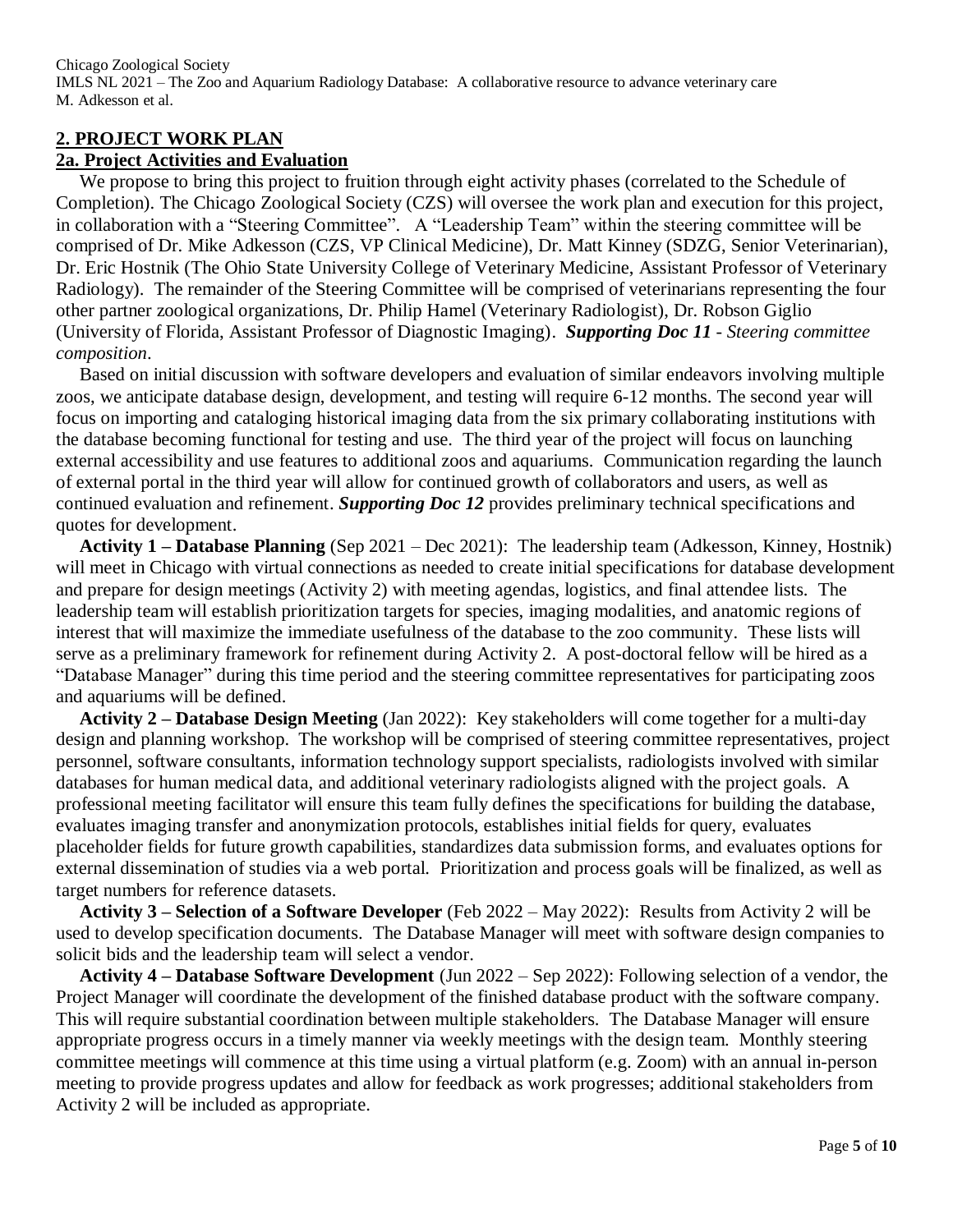## 2. PROJECT WORK PLAN

### 2a. Project Activities and Evaluation

We propose to bring this project to fruition through eight activity phases (correlated to the Schedule of Completion). The Chicago Zoological Society (CZS) will oversee the work plan and execution for this project, in collaboration with a "Steering Committee". A "Leadership Team" within the steering committee will be comprised of Dr. Mike Adkesson (CZS, VP Clinical Medicine), Dr. Matt Kinney (SDZG, Senior Veterinarian), Dr. Eric Hostnik (The Ohio State University College of Veterinary Medicine, Assistant Professor of Veterinary Radiology). The remainder of the Steering Committee will be comprised of veterinarians representing the four other partner zoological organizations, Dr. Philip Hamel (Veterinary Radiologist), Dr. Robson Giglio (University of Florida, Assistant Professor of Diagnostic Imaging). ***Supporting Doc 11*** *- Steering committee composition*.

Based on initial discussion with software developers and evaluation of similar endeavors involving multiple zoos, we anticipate database design, development, and testing will require 6-12 months. The second year will focus on importing and cataloging historical imaging data from the six primary collaborating institutions with the database becoming functional for testing and use. The third year of the project will focus on launching external accessibility and use features to additional zoos and aquariums. Communication regarding the launch of external portal in the third year will allow for continued growth of collaborators and users, as well as continued evaluation and refinement. ***Supporting Doc 12*** provides preliminary technical specifications and quotes for development.

**Activity 1 – Database Planning** (Sep 2021 – Dec 2021): The leadership team (Adkesson, Kinney, Hostnik) will meet in Chicago with virtual connections as needed to create initial specifications for database development and prepare for design meetings (Activity 2) with meeting agendas, logistics, and final attendee lists. The leadership team will establish prioritization targets for species, imaging modalities, and anatomic regions of interest that will maximize the immediate usefulness of the database to the zoo community. These lists will serve as a preliminary framework for refinement during Activity 2. A post-doctoral fellow will be hired as a "Database Manager" during this time period and the steering committee representatives for participating zoos and aquariums will be defined.

**Activity 2 – Database Design Meeting** (Jan 2022): Key stakeholders will come together for a multi-day design and planning workshop. The workshop will be comprised of steering committee representatives, project personnel, software consultants, information technology support specialists, radiologists involved with similar databases for human medical data, and additional veterinary radiologists aligned with the project goals. A professional meeting facilitator will ensure this team fully defines the specifications for building the database, evaluates imaging transfer and anonymization protocols, establishes initial fields for query, evaluates placeholder fields for future growth capabilities, standardizes data submission forms, and evaluates options for external dissemination of studies via a web portal. Prioritization and process goals will be finalized, as well as target numbers for reference datasets.

**Activity 3 – Selection of a Software Developer** (Feb 2022 – May 2022): Results from Activity 2 will be used to develop specification documents. The Database Manager will meet with software design companies to solicit bids and the leadership team will select a vendor.

**Activity 4 – Database Software Development** (Jun 2022 – Sep 2022): Following selection of a vendor, the Project Manager will coordinate the development of the finished database product with the software company. This will require substantial coordination between multiple stakeholders. The Database Manager will ensure appropriate progress occurs in a timely manner via weekly meetings with the design team. Monthly steering committee meetings will commence at this time using a virtual platform (e.g. Zoom) with an annual in-person meeting to provide progress updates and allow for feedback as work progresses; additional stakeholders from Activity 2 will be included as appropriate.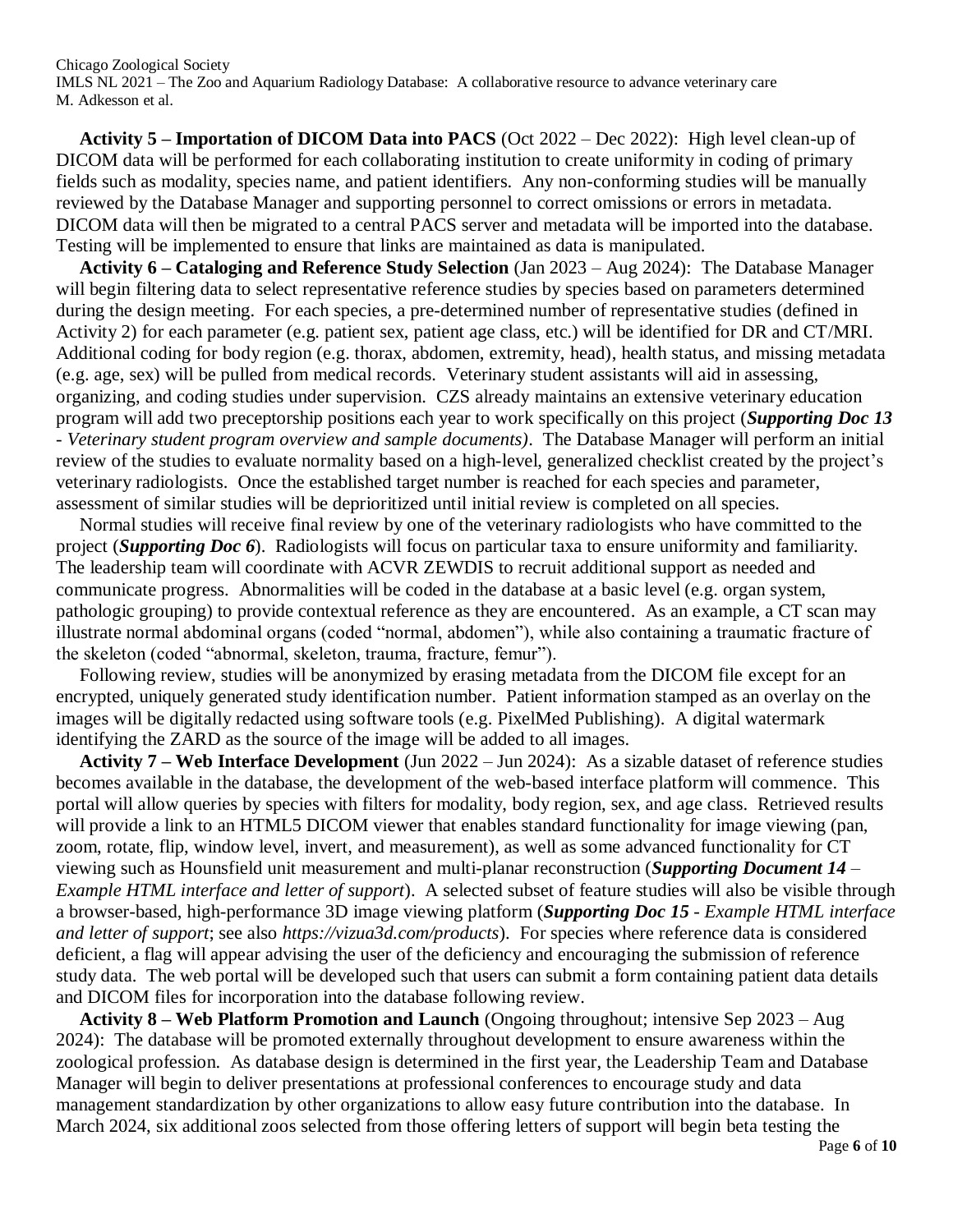**Activity 5 – Importation of DICOM Data into PACS** (Oct 2022 – Dec 2022): High level clean-up of DICOM data will be performed for each collaborating institution to create uniformity in coding of primary fields such as modality, species name, and patient identifiers. Any non-conforming studies will be manually reviewed by the Database Manager and supporting personnel to correct omissions or errors in metadata. DICOM data will then be migrated to a central PACS server and metadata will be imported into the database. Testing will be implemented to ensure that links are maintained as data is manipulated.

**Activity 6 – Cataloging and Reference Study Selection** (Jan 2023 – Aug 2024): The Database Manager will begin filtering data to select representative reference studies by species based on parameters determined during the design meeting. For each species, a pre-determined number of representative studies (defined in Activity 2) for each parameter (e.g. patient sex, patient age class, etc.) will be identified for DR and CT/MRI. Additional coding for body region (e.g. thorax, abdomen, extremity, head), health status, and missing metadata (e.g. age, sex) will be pulled from medical records. Veterinary student assistants will aid in assessing, organizing, and coding studies under supervision. CZS already maintains an extensive veterinary education program will add two preceptorship positions each year to work specifically on this project (***Supporting Doc 13** - Veterinary student program overview and sample documents)*. The Database Manager will perform an initial review of the studies to evaluate normality based on a high-level, generalized checklist created by the project's veterinary radiologists. Once the established target number is reached for each species and parameter, assessment of similar studies will be deprioritized until initial review is completed on all species.

Normal studies will receive final review by one of the veterinary radiologists who have committed to the project (***Supporting Doc 6***). Radiologists will focus on particular taxa to ensure uniformity and familiarity. The leadership team will coordinate with ACVR ZEWDIS to recruit additional support as needed and communicate progress. Abnormalities will be coded in the database at a basic level (e.g. organ system, pathologic grouping) to provide contextual reference as they are encountered. As an example, a CT scan may illustrate normal abdominal organs (coded "normal, abdomen"), while also containing a traumatic fracture of the skeleton (coded "abnormal, skeleton, trauma, fracture, femur").

Following review, studies will be anonymized by erasing metadata from the DICOM file except for an encrypted, uniquely generated study identification number. Patient information stamped as an overlay on the images will be digitally redacted using software tools (e.g. PixelMed Publishing). A digital watermark identifying the ZARD as the source of the image will be added to all images.

**Activity 7 – Web Interface Development** (Jun 2022 – Jun 2024): As a sizable dataset of reference studies becomes available in the database, the development of the web-based interface platform will commence. This portal will allow queries by species with filters for modality, body region, sex, and age class. Retrieved results will provide a link to an HTML5 DICOM viewer that enables standard functionality for image viewing (pan, zoom, rotate, flip, window level, invert, and measurement), as well as some advanced functionality for CT viewing such as Hounsfield unit measurement and multi-planar reconstruction (***Supporting Document 14** – Example HTML interface and letter of support*). A selected subset of feature studies will also be visible through a browser-based, high-performance 3D image viewing platform (***Supporting Doc 15** - Example HTML interface and letter of support*; see also *https://vizua3d.com/products*). For species where reference data is considered deficient, a flag will appear advising the user of the deficiency and encouraging the submission of reference study data. The web portal will be developed such that users can submit a form containing patient data details and DICOM files for incorporation into the database following review.

**Activity 8 – Web Platform Promotion and Launch** (Ongoing throughout; intensive Sep 2023 – Aug 2024): The database will be promoted externally throughout development to ensure awareness within the zoological profession. As database design is determined in the first year, the Leadership Team and Database Manager will begin to deliver presentations at professional conferences to encourage study and data management standardization by other organizations to allow easy future contribution into the database. In March 2024, six additional zoos selected from those offering letters of support will begin beta testing the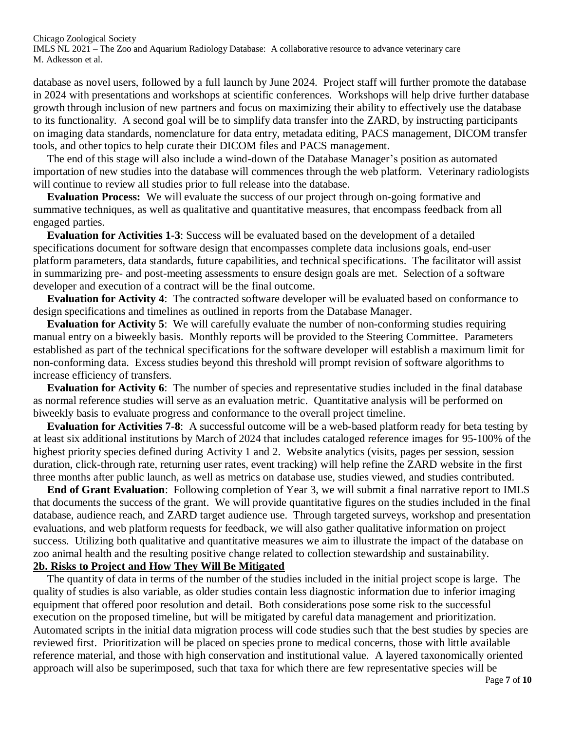database as novel users, followed by a full launch by June 2024. Project staff will further promote the database in 2024 with presentations and workshops at scientific conferences. Workshops will help drive further database growth through inclusion of new partners and focus on maximizing their ability to effectively use the database to its functionality. A second goal will be to simplify data transfer into the ZARD, by instructing participants on imaging data standards, nomenclature for data entry, metadata editing, PACS management, DICOM transfer tools, and other topics to help curate their DICOM files and PACS management.

The end of this stage will also include a wind-down of the Database Manager's position as automated importation of new studies into the database will commences through the web platform. Veterinary radiologists will continue to review all studies prior to full release into the database.

**Evaluation Process:** We will evaluate the success of our project through on-going formative and summative techniques, as well as qualitative and quantitative measures, that encompass feedback from all engaged parties.

**Evaluation for Activities 1-3**: Success will be evaluated based on the development of a detailed specifications document for software design that encompasses complete data inclusions goals, end-user platform parameters, data standards, future capabilities, and technical specifications. The facilitator will assist in summarizing pre- and post-meeting assessments to ensure design goals are met. Selection of a software developer and execution of a contract will be the final outcome.

**Evaluation for Activity 4**: The contracted software developer will be evaluated based on conformance to design specifications and timelines as outlined in reports from the Database Manager.

**Evaluation for Activity 5**: We will carefully evaluate the number of non-conforming studies requiring manual entry on a biweekly basis. Monthly reports will be provided to the Steering Committee. Parameters established as part of the technical specifications for the software developer will establish a maximum limit for non-conforming data. Excess studies beyond this threshold will prompt revision of software algorithms to increase efficiency of transfers.

**Evaluation for Activity 6**: The number of species and representative studies included in the final database as normal reference studies will serve as an evaluation metric. Quantitative analysis will be performed on biweekly basis to evaluate progress and conformance to the overall project timeline.

**Evaluation for Activities 7-8**: A successful outcome will be a web-based platform ready for beta testing by at least six additional institutions by March of 2024 that includes cataloged reference images for 95-100% of the highest priority species defined during Activity 1 and 2. Website analytics (visits, pages per session, session duration, click-through rate, returning user rates, event tracking) will help refine the ZARD website in the first three months after public launch, as well as metrics on database use, studies viewed, and studies contributed.

**End of Grant Evaluation**: Following completion of Year 3, we will submit a final narrative report to IMLS that documents the success of the grant. We will provide quantitative figures on the studies included in the final database, audience reach, and ZARD target audience use. Through targeted surveys, workshop and presentation evaluations, and web platform requests for feedback, we will also gather qualitative information on project success. Utilizing both qualitative and quantitative measures we aim to illustrate the impact of the database on zoo animal health and the resulting positive change related to collection stewardship and sustainability.

## 2b. Risks to Project and How They Will Be Mitigated

The quantity of data in terms of the number of the studies included in the initial project scope is large. The quality of studies is also variable, as older studies contain less diagnostic information due to inferior imaging equipment that offered poor resolution and detail. Both considerations pose some risk to the successful execution on the proposed timeline, but will be mitigated by careful data management and prioritization. Automated scripts in the initial data migration process will code studies such that the best studies by species are reviewed first. Prioritization will be placed on species prone to medical concerns, those with little available reference material, and those with high conservation and institutional value. A layered taxonomically oriented approach will also be superimposed, such that taxa for which there are few representative species will be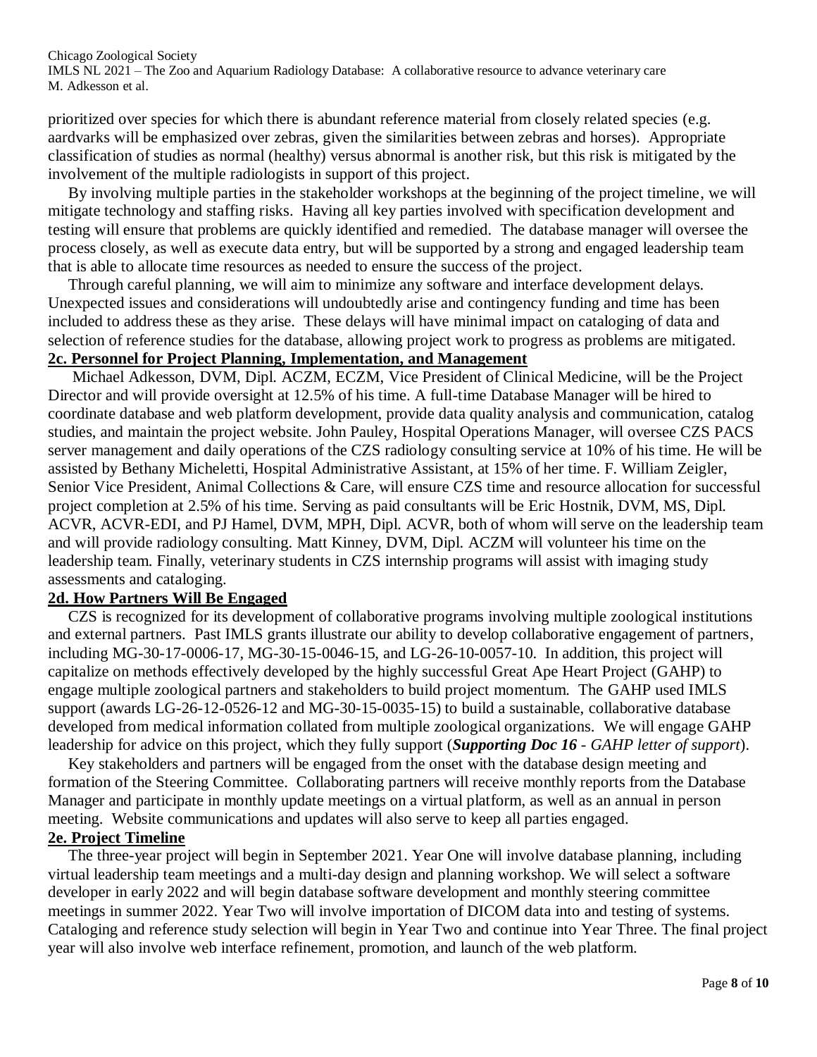prioritized over species for which there is abundant reference material from closely related species (e.g. aardvarks will be emphasized over zebras, given the similarities between zebras and horses). Appropriate classification of studies as normal (healthy) versus abnormal is another risk, but this risk is mitigated by the involvement of the multiple radiologists in support of this project.

By involving multiple parties in the stakeholder workshops at the beginning of the project timeline, we will mitigate technology and staffing risks. Having all key parties involved with specification development and testing will ensure that problems are quickly identified and remedied. The database manager will oversee the process closely, as well as execute data entry, but will be supported by a strong and engaged leadership team that is able to allocate time resources as needed to ensure the success of the project.

Through careful planning, we will aim to minimize any software and interface development delays. Unexpected issues and considerations will undoubtedly arise and contingency funding and time has been included to address these as they arise. These delays will have minimal impact on cataloging of data and selection of reference studies for the database, allowing project work to progress as problems are mitigated.

## 2c. Personnel for Project Planning, Implementation, and Management

Michael Adkesson, DVM, Dipl. ACZM, ECZM, Vice President of Clinical Medicine, will be the Project Director and will provide oversight at 12.5% of his time. A full-time Database Manager will be hired to coordinate database and web platform development, provide data quality analysis and communication, catalog studies, and maintain the project website. John Pauley, Hospital Operations Manager, will oversee CZS PACS server management and daily operations of the CZS radiology consulting service at 10% of his time. He will be assisted by Bethany Micheletti, Hospital Administrative Assistant, at 15% of her time. F. William Zeigler, Senior Vice President, Animal Collections & Care, will ensure CZS time and resource allocation for successful project completion at 2.5% of his time. Serving as paid consultants will be Eric Hostnik, DVM, MS, Dipl. ACVR, ACVR-EDI, and PJ Hamel, DVM, MPH, Dipl. ACVR, both of whom will serve on the leadership team and will provide radiology consulting. Matt Kinney, DVM, Dipl. ACZM will volunteer his time on the leadership team. Finally, veterinary students in CZS internship programs will assist with imaging study assessments and cataloging.

## 2d. How Partners Will Be Engaged

CZS is recognized for its development of collaborative programs involving multiple zoological institutions and external partners. Past IMLS grants illustrate our ability to develop collaborative engagement of partners, including MG-30-17-0006-17, MG-30-15-0046-15, and LG-26-10-0057-10. In addition, this project will capitalize on methods effectively developed by the highly successful Great Ape Heart Project (GAHP) to engage multiple zoological partners and stakeholders to build project momentum. The GAHP used IMLS support (awards LG-26-12-0526-12 and MG-30-15-0035-15) to build a sustainable, collaborative database developed from medical information collated from multiple zoological organizations. We will engage GAHP leadership for advice on this project, which they fully support (***Supporting Doc 16*** *- GAHP letter of support*).

Key stakeholders and partners will be engaged from the onset with the database design meeting and formation of the Steering Committee. Collaborating partners will receive monthly reports from the Database Manager and participate in monthly update meetings on a virtual platform, as well as an annual in person meeting. Website communications and updates will also serve to keep all parties engaged.

## 2e. Project Timeline

The three-year project will begin in September 2021. Year One will involve database planning, including virtual leadership team meetings and a multi-day design and planning workshop. We will select a software developer in early 2022 and will begin database software development and monthly steering committee meetings in summer 2022. Year Two will involve importation of DICOM data into and testing of systems. Cataloging and reference study selection will begin in Year Two and continue into Year Three. The final project year will also involve web interface refinement, promotion, and launch of the web platform.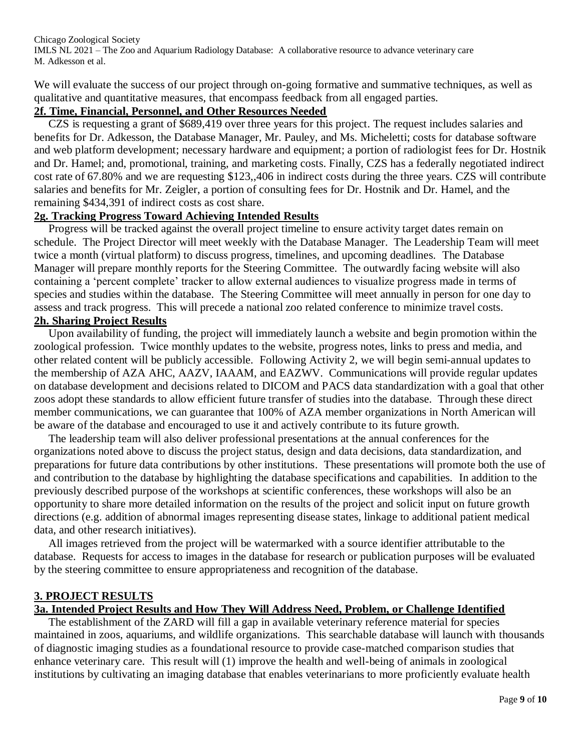We will evaluate the success of our project through on-going formative and summative techniques, as well as qualitative and quantitative measures, that encompass feedback from all engaged parties.

## 2f. Time, Financial, Personnel, and Other Resources Needed

CZS is requesting a grant of $689,419 over three years for this project. The request includes salaries and benefits for Dr. Adkesson, the Database Manager, Mr. Pauley, and Ms. Micheletti; costs for database software and web platform development; necessary hardware and equipment; a portion of radiologist fees for Dr. Hostnik and Dr. Hamel; and, promotional, training, and marketing costs. Finally, CZS has a federally negotiated indirect cost rate of 67.80% and we are requesting $123,,406 in indirect costs during the three years. CZS will contribute salaries and benefits for Mr. Zeigler, a portion of consulting fees for Dr. Hostnik and Dr. Hamel, and the remaining $434,391 of indirect costs as cost share.

## 2g. Tracking Progress Toward Achieving Intended Results

Progress will be tracked against the overall project timeline to ensure activity target dates remain on schedule. The Project Director will meet weekly with the Database Manager. The Leadership Team will meet twice a month (virtual platform) to discuss progress, timelines, and upcoming deadlines. The Database Manager will prepare monthly reports for the Steering Committee. The outwardly facing website will also containing a 'percent complete' tracker to allow external audiences to visualize progress made in terms of species and studies within the database. The Steering Committee will meet annually in person for one day to assess and track progress. This will precede a national zoo related conference to minimize travel costs.

## 2h. Sharing Project Results

Upon availability of funding, the project will immediately launch a website and begin promotion within the zoological profession. Twice monthly updates to the website, progress notes, links to press and media, and other related content will be publicly accessible. Following Activity 2, we will begin semi-annual updates to the membership of AZA AHC, AAZV, IAAAM, and EAZWV. Communications will provide regular updates on database development and decisions related to DICOM and PACS data standardization with a goal that other zoos adopt these standards to allow efficient future transfer of studies into the database. Through these direct member communications, we can guarantee that 100% of AZA member organizations in North American will be aware of the database and encouraged to use it and actively contribute to its future growth.

The leadership team will also deliver professional presentations at the annual conferences for the organizations noted above to discuss the project status, design and data decisions, data standardization, and preparations for future data contributions by other institutions. These presentations will promote both the use of and contribution to the database by highlighting the database specifications and capabilities. In addition to the previously described purpose of the workshops at scientific conferences, these workshops will also be an opportunity to share more detailed information on the results of the project and solicit input on future growth directions (e.g. addition of abnormal images representing disease states, linkage to additional patient medical data, and other research initiatives).

All images retrieved from the project will be watermarked with a source identifier attributable to the database. Requests for access to images in the database for research or publication purposes will be evaluated by the steering committee to ensure appropriateness and recognition of the database.

# 3. PROJECT RESULTS

## 3a. Intended Project Results and How They Will Address Need, Problem, or Challenge Identified

The establishment of the ZARD will fill a gap in available veterinary reference material for species maintained in zoos, aquariums, and wildlife organizations. This searchable database will launch with thousands of diagnostic imaging studies as a foundational resource to provide case-matched comparison studies that enhance veterinary care. This result will (1) improve the health and well-being of animals in zoological institutions by cultivating an imaging database that enables veterinarians to more proficiently evaluate health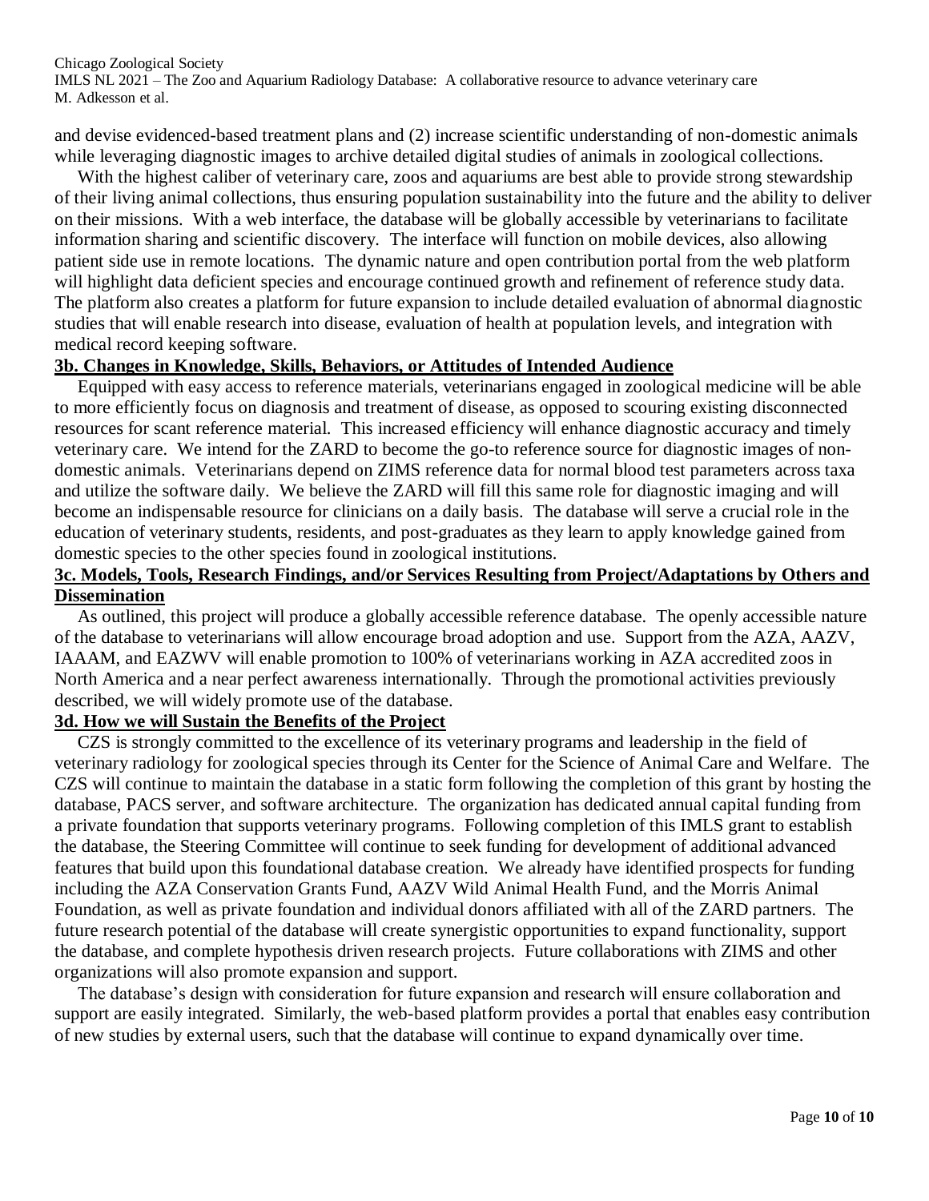and devise evidenced-based treatment plans and (2) increase scientific understanding of non-domestic animals while leveraging diagnostic images to archive detailed digital studies of animals in zoological collections.

With the highest caliber of veterinary care, zoos and aquariums are best able to provide strong stewardship of their living animal collections, thus ensuring population sustainability into the future and the ability to deliver on their missions. With a web interface, the database will be globally accessible by veterinarians to facilitate information sharing and scientific discovery. The interface will function on mobile devices, also allowing patient side use in remote locations. The dynamic nature and open contribution portal from the web platform will highlight data deficient species and encourage continued growth and refinement of reference study data. The platform also creates a platform for future expansion to include detailed evaluation of abnormal diagnostic studies that will enable research into disease, evaluation of health at population levels, and integration with medical record keeping software.

## 3b. Changes in Knowledge, Skills, Behaviors, or Attitudes of Intended Audience

Equipped with easy access to reference materials, veterinarians engaged in zoological medicine will be able to more efficiently focus on diagnosis and treatment of disease, as opposed to scouring existing disconnected resources for scant reference material. This increased efficiency will enhance diagnostic accuracy and timely veterinary care. We intend for the ZARD to become the go-to reference source for diagnostic images of non-domestic animals. Veterinarians depend on ZIMS reference data for normal blood test parameters across taxa and utilize the software daily. We believe the ZARD will fill this same role for diagnostic imaging and will become an indispensable resource for clinicians on a daily basis. The database will serve a crucial role in the education of veterinary students, residents, and post-graduates as they learn to apply knowledge gained from domestic species to the other species found in zoological institutions.

## 3c. Models, Tools, Research Findings, and/or Services Resulting from Project/Adaptations by Others and Dissemination

As outlined, this project will produce a globally accessible reference database. The openly accessible nature of the database to veterinarians will allow encourage broad adoption and use. Support from the AZA, AAZV, IAAAM, and EAZWV will enable promotion to 100% of veterinarians working in AZA accredited zoos in North America and a near perfect awareness internationally. Through the promotional activities previously described, we will widely promote use of the database.

## 3d. How we will Sustain the Benefits of the Project

CZS is strongly committed to the excellence of its veterinary programs and leadership in the field of veterinary radiology for zoological species through its Center for the Science of Animal Care and Welfare. The CZS will continue to maintain the database in a static form following the completion of this grant by hosting the database, PACS server, and software architecture. The organization has dedicated annual capital funding from a private foundation that supports veterinary programs. Following completion of this IMLS grant to establish the database, the Steering Committee will continue to seek funding for development of additional advanced features that build upon this foundational database creation. We already have identified prospects for funding including the AZA Conservation Grants Fund, AAZV Wild Animal Health Fund, and the Morris Animal Foundation, as well as private foundation and individual donors affiliated with all of the ZARD partners. The future research potential of the database will create synergistic opportunities to expand functionality, support the database, and complete hypothesis driven research projects. Future collaborations with ZIMS and other organizations will also promote expansion and support.

The database's design with consideration for future expansion and research will ensure collaboration and support are easily integrated. Similarly, the web-based platform provides a portal that enables easy contribution of new studies by external users, such that the database will continue to expand dynamically over time.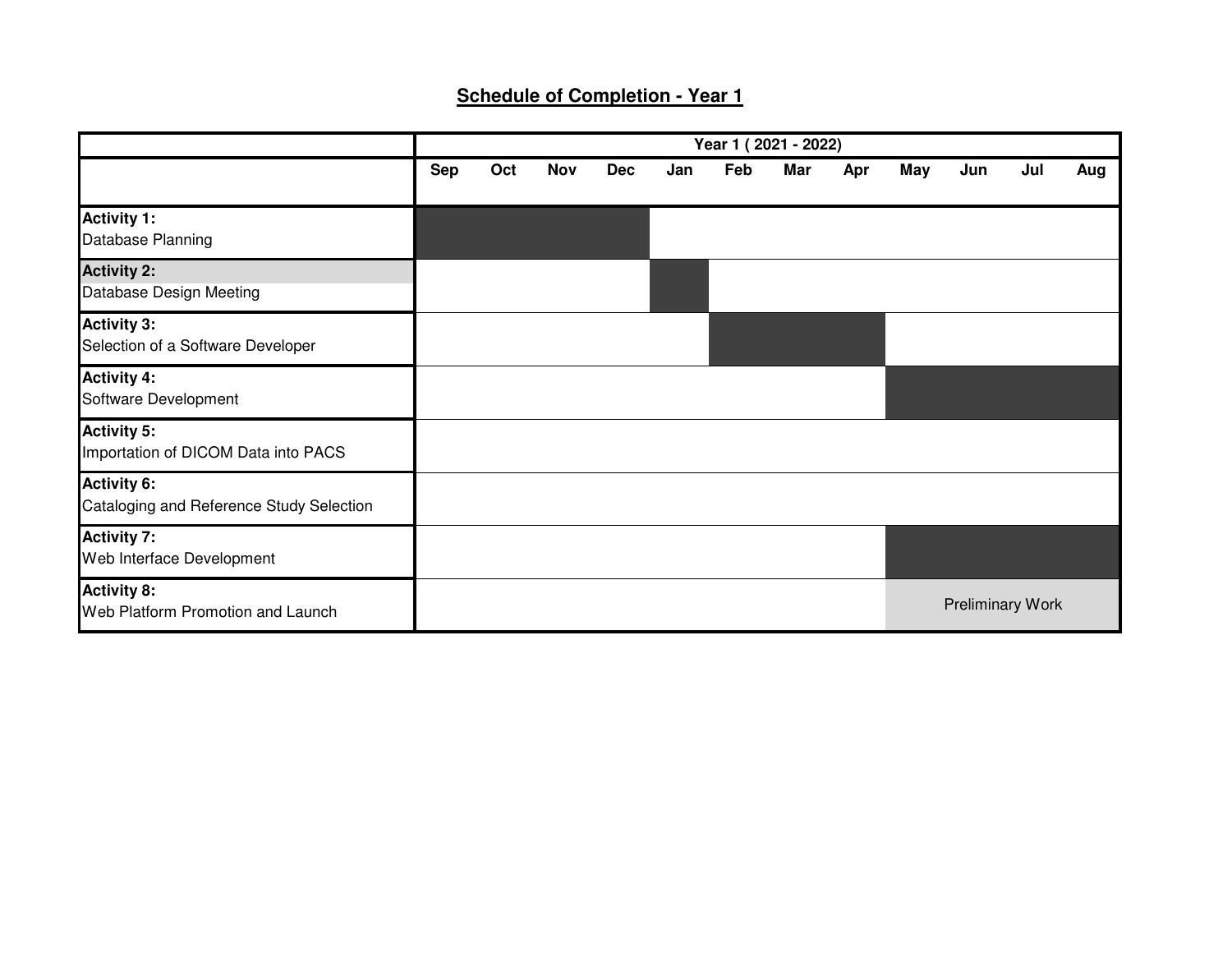# Schedule of Completion - Year 1

| | Year 1 ( 2021 - 2022) | | | | | | | | | | | |
|---|---|---|---|---|---|---|---|---|---|---|---|---|
| | Sep | Oct | Nov | Dec | Jan | Feb | Mar | Apr | May | Jun | Jul | Aug |
| **Activity 1:** Database Planning | ■ | ■ | ■ | ■ | | | | | | | | |
| **Activity 2:** Database Design Meeting | | | | | ■ | | | | | | | |
| **Activity 3:** Selection of a Software Developer | | | | | | ■ | ■ | ■ | | | | |
| **Activity 4:** Software Development | | | | | | | | | ■ | ■ | ■ | ■ |
| **Activity 5:** Importation of DICOM Data into PACS | | | | | | | | | | | | |
| **Activity 6:** Cataloging and Reference Study Selection | | | | | | | | | | | | |
| **Activity 7:** Web Interface Development | | | | | | | | | ■ | ■ | ■ | ■ |
| **Activity 8:** Web Platform Promotion and Launch | | | | | | | | | Preliminary Work | Preliminary Work | Preliminary Work | Preliminary Work |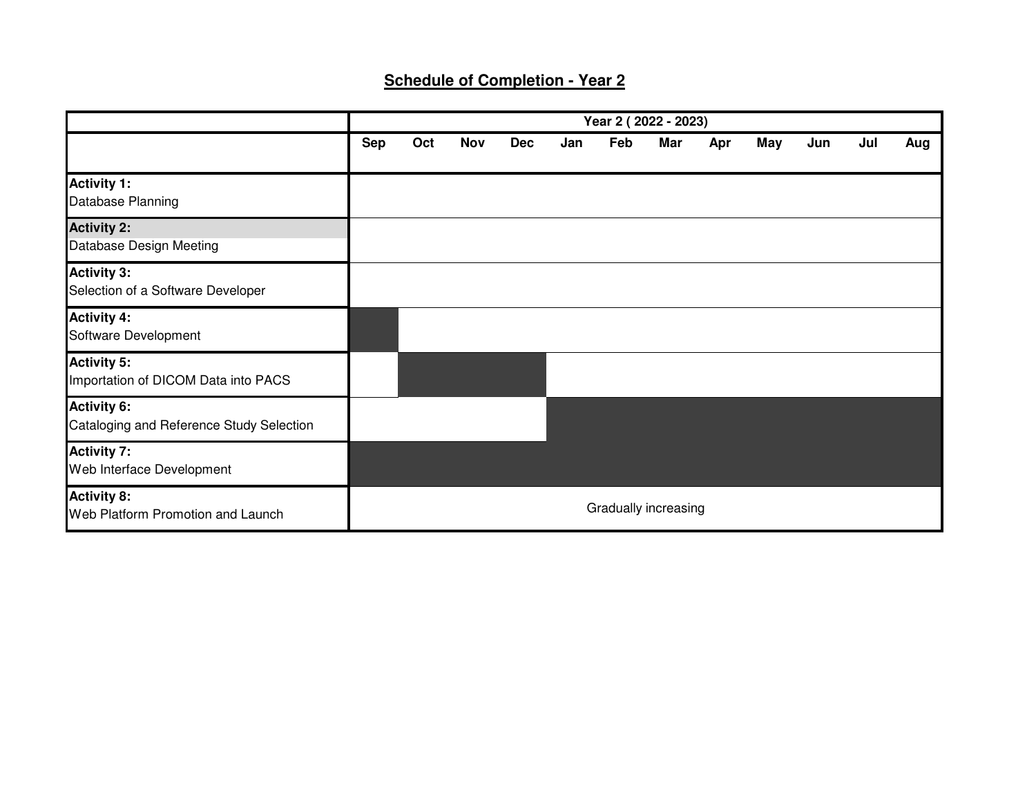## Schedule of Completion - Year 2

| | Year 2 ( 2022 - 2023) | | | | | | | | | | | |
|---|---|---|---|---|---|---|---|---|---|---|---|---|
| | Sep | Oct | Nov | Dec | Jan | Feb | Mar | Apr | May | Jun | Jul | Aug |
| **Activity 1:** Database Planning | | | | | | | | | | | | |
| **Activity 2:** Database Design Meeting | | | | | | | | | | | | |
| **Activity 3:** Selection of a Software Developer | | | | | | | | | | | | |
| **Activity 4:** Software Development | ■ | | | | | | | | | | | |
| **Activity 5:** Importation of DICOM Data into PACS | | ■ | ■ | ■ | | | | | | | | |
| **Activity 6:** Cataloging and Reference Study Selection | | | | | ■ | ■ | ■ | ■ | ■ | ■ | ■ | ■ |
| **Activity 7:** Web Interface Development | ■ | ■ | ■ | ■ | ■ | ■ | ■ | ■ | ■ | ■ | ■ | ■ |
| **Activity 8:** Web Platform Promotion and Launch | Gradually increasing | | | | | | | | | | | |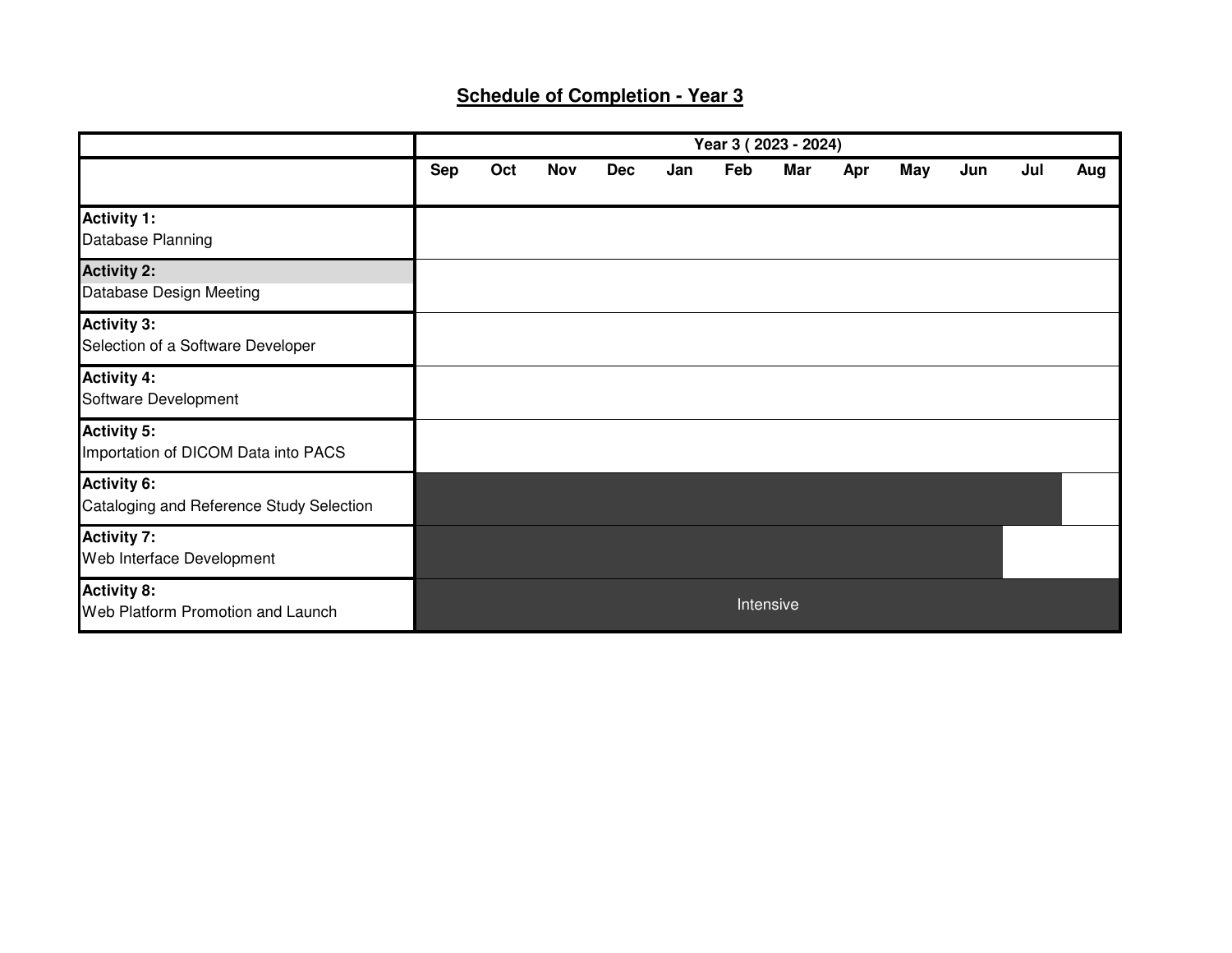## Schedule of Completion - Year 3

| | Year 3 ( 2023 - 2024) | | | | | | | | | | | |
|---|---|---|---|---|---|---|---|---|---|---|---|---|
| | Sep | Oct | Nov | Dec | Jan | Feb | Mar | Apr | May | Jun | Jul | Aug |
| **Activity 1:** Database Planning | | | | | | | | | | | | |
| **Activity 2:** Database Design Meeting | | | | | | | | | | | | |
| **Activity 3:** Selection of a Software Developer | | | | | | | | | | | | |
| **Activity 4:** Software Development | | | | | | | | | | | | |
| **Activity 5:** Importation of DICOM Data into PACS | | | | | | | | | | | | |
| **Activity 6:** Cataloging and Reference Study Selection | | | | | | | | | | | | |
| **Activity 7:** Web Interface Development | | | | | | | | | | | | |
| **Activity 8:** Web Platform Promotion and Launch | Intensive | | | | | | | | | | | |